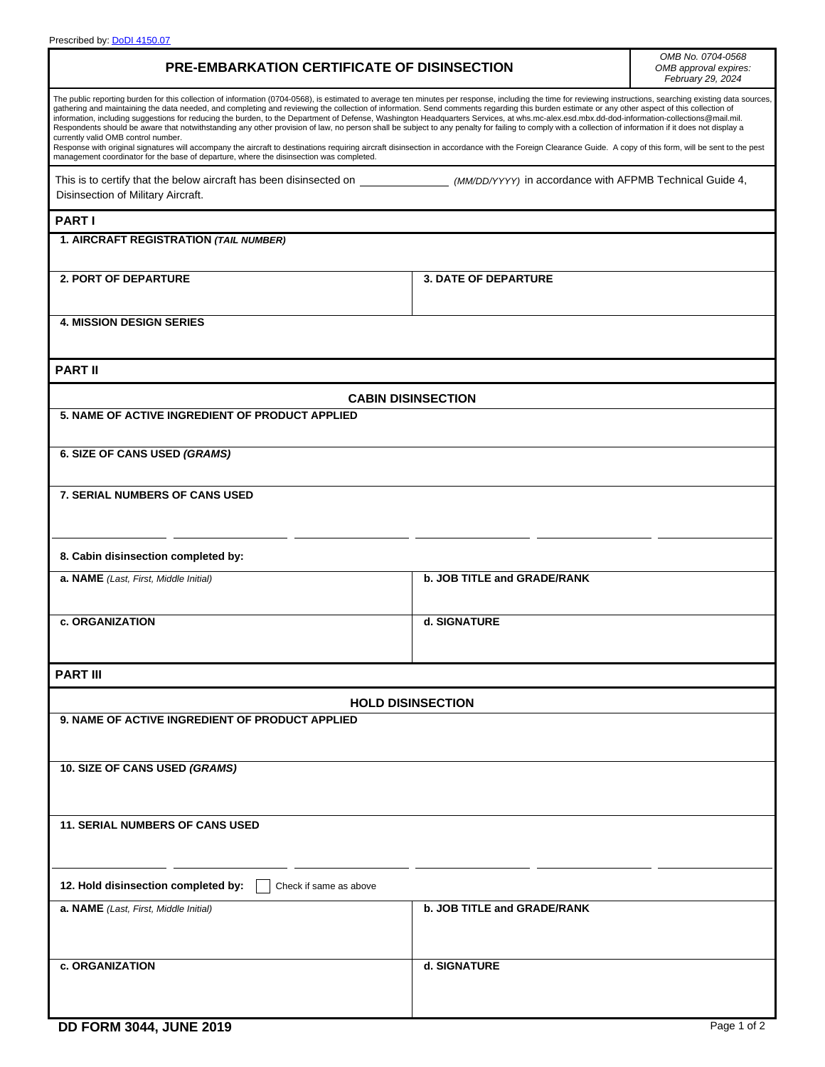Prescribed by: DoDI 4150.07

# PRE-EMBARKATION CERTIFICATE OF DISINSECTION

*OMB No. 0704-0568*
*OMB approval expires: February 29, 2024*

The public reporting burden for this collection of information (0704-0568), is estimated to average ten minutes per response, including the time for reviewing instructions, searching existing data sources, gathering and maintaining the data needed, and completing and reviewing the collection of information. Send comments regarding this burden estimate or any other aspect of this collection of information, including suggestions for reducing the burden, to the Department of Defense, Washington Headquarters Services, at whs.mc-alex.esd.mbx.dd-dod-information-collections@mail.mil. Respondents should be aware that notwithstanding any other provision of law, no person shall be subject to any penalty for failing to comply with a collection of information if it does not display a currently valid OMB control number.
Response with original signatures will accompany the aircraft to destinations requiring aircraft disinsection in accordance with the Foreign Clearance Guide. A copy of this form, will be sent to the pest management coordinator for the base of departure, where the disinsection was completed.

This is to certify that the below aircraft has been disinsected on ______________ *(MM/DD/YYYY)* in accordance with AFPMB Technical Guide 4, Disinsection of Military Aircraft.

## PART I

**1. AIRCRAFT REGISTRATION *(TAIL NUMBER)***

| **2. PORT OF DEPARTURE** | **3. DATE OF DEPARTURE** |
|---|---|
| | |

**4. MISSION DESIGN SERIES**

## PART II

### CABIN DISINSECTION

**5. NAME OF ACTIVE INGREDIENT OF PRODUCT APPLIED**

**6. SIZE OF CANS USED *(GRAMS)***

**7. SERIAL NUMBERS OF CANS USED**

______ ______ ______ ______ ______ ______

**8. Cabin disinsection completed by:**

| **a. NAME** *(Last, First, Middle Initial)* | **b. JOB TITLE and GRADE/RANK** |
|---|---|
| **c. ORGANIZATION** | **d. SIGNATURE** |

## PART III

### HOLD DISINSECTION

**9. NAME OF ACTIVE INGREDIENT OF PRODUCT APPLIED**

**10. SIZE OF CANS USED *(GRAMS)***

**11. SERIAL NUMBERS OF CANS USED**

______ ______ ______ ______ ______ ______

**12. Hold disinsection completed by:** ☐ Check if same as above

| **a. NAME** *(Last, First, Middle Initial)* | **b. JOB TITLE and GRADE/RANK** |
|---|---|
| **c. ORGANIZATION** | **d. SIGNATURE** |

**DD FORM 3044, JUNE 2019**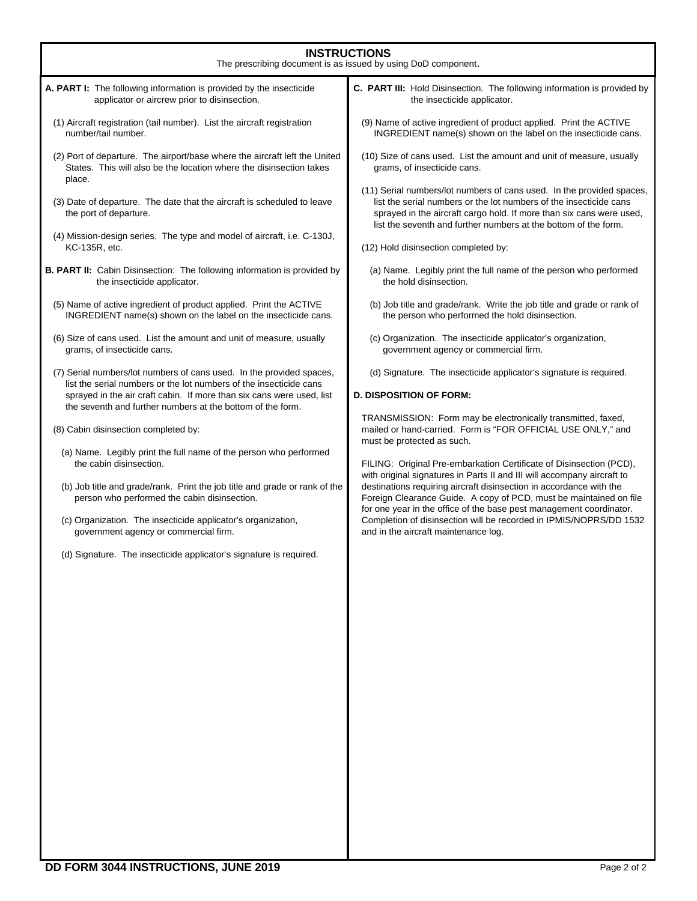# INSTRUCTIONS

The prescribing document is as issued by using DoD component.

**A. PART I:** The following information is provided by the insecticide applicator or aircrew prior to disinsection.

(1) Aircraft registration (tail number). List the aircraft registration number/tail number.

(2) Port of departure. The airport/base where the aircraft left the United States. This will also be the location where the disinsection takes place.

(3) Date of departure. The date that the aircraft is scheduled to leave the port of departure.

(4) Mission-design series. The type and model of aircraft, i.e. C-130J, KC-135R, etc.

**B. PART II:** Cabin Disinsection: The following information is provided by the insecticide applicator.

(5) Name of active ingredient of product applied. Print the ACTIVE INGREDIENT name(s) shown on the label on the insecticide cans.

(6) Size of cans used. List the amount and unit of measure, usually grams, of insecticide cans.

(7) Serial numbers/lot numbers of cans used. In the provided spaces, list the serial numbers or the lot numbers of the insecticide cans sprayed in the air craft cabin. If more than six cans were used, list the seventh and further numbers at the bottom of the form.

(8) Cabin disinsection completed by:

(a) Name. Legibly print the full name of the person who performed the cabin disinsection.

(b) Job title and grade/rank. Print the job title and grade or rank of the person who performed the cabin disinsection.

(c) Organization. The insecticide applicator's organization, government agency or commercial firm.

(d) Signature. The insecticide applicator's signature is required.

**C. PART III:** Hold Disinsection. The following information is provided by the insecticide applicator.

(9) Name of active ingredient of product applied. Print the ACTIVE INGREDIENT name(s) shown on the label on the insecticide cans.

(10) Size of cans used. List the amount and unit of measure, usually grams, of insecticide cans.

(11) Serial numbers/lot numbers of cans used. In the provided spaces, list the serial numbers or the lot numbers of the insecticide cans sprayed in the aircraft cargo hold. If more than six cans were used, list the seventh and further numbers at the bottom of the form.

(12) Hold disinsection completed by:

(a) Name. Legibly print the full name of the person who performed the hold disinsection.

(b) Job title and grade/rank. Write the job title and grade or rank of the person who performed the hold disinsection.

(c) Organization. The insecticide applicator's organization, government agency or commercial firm.

(d) Signature. The insecticide applicator's signature is required.

**D. DISPOSITION OF FORM:**

TRANSMISSION: Form may be electronically transmitted, faxed, mailed or hand-carried. Form is "FOR OFFICIAL USE ONLY," and must be protected as such.

FILING: Original Pre-embarkation Certificate of Disinsection (PCD), with original signatures in Parts II and III will accompany aircraft to destinations requiring aircraft disinsection in accordance with the Foreign Clearance Guide. A copy of PCD, must be maintained on file for one year in the office of the base pest management coordinator. Completion of disinsection will be recorded in IPMIS/NOPRS/DD 1532 and in the aircraft maintenance log.

**DD FORM 3044 INSTRUCTIONS, JUNE 2019**